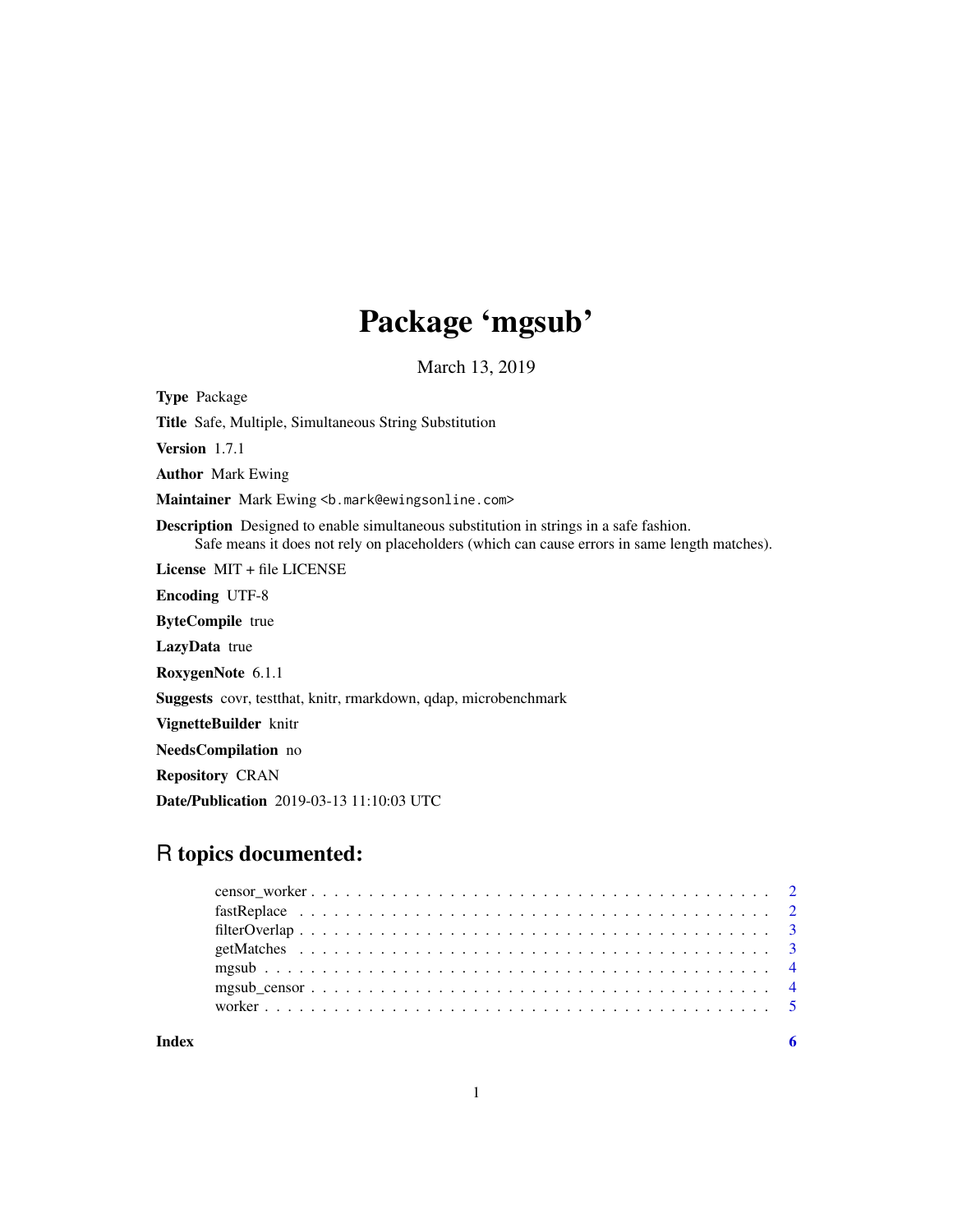# Package 'mgsub'

March 13, 2019

**Type** Package

**Title** Safe, Multiple, Simultaneous String Substitution

**Version** 1.7.1

**Author** Mark Ewing

**Maintainer** Mark Ewing <b.mark@ewingsonline.com>

**Description** Designed to enable simultaneous substitution in strings in a safe fashion.
Safe means it does not rely on placeholders (which can cause errors in same length matches).

**License** MIT + file LICENSE

**Encoding** UTF-8

**ByteCompile** true

**LazyData** true

**RoxygenNote** 6.1.1

**Suggests** covr, testthat, knitr, rmarkdown, qdap, microbenchmark

**VignetteBuilder** knitr

**NeedsCompilation** no

**Repository** CRAN

**Date/Publication** 2019-03-13 11:10:03 UTC

## R topics documented:

- censor_worker . . . . . . . . . . 2
- fastReplace . . . . . . . . . . 2
- filterOverlap . . . . . . . . . . 3
- getMatches . . . . . . . . . . 3
- mgsub . . . . . . . . . . 4
- mgsub_censor . . . . . . . . . . 4
- worker . . . . . . . . . . 5

**Index** 6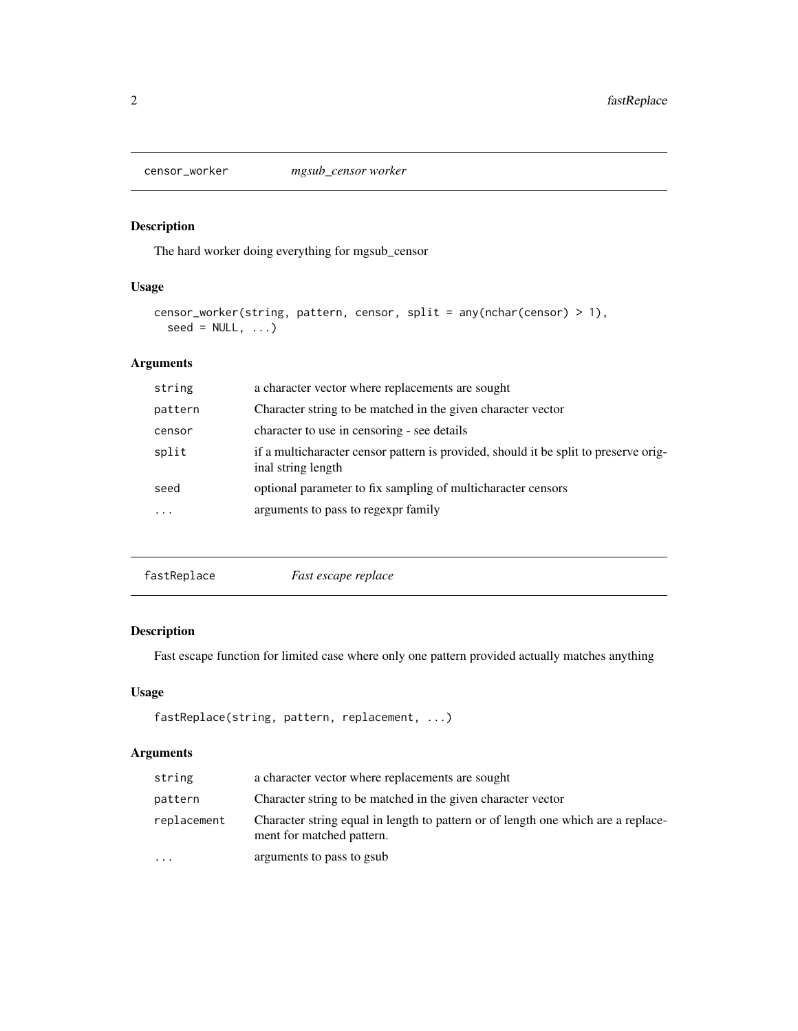## censor_worker — *mgsub_censor worker*

### Description

The hard worker doing everything for mgsub_censor

### Usage

```
censor_worker(string, pattern, censor, split = any(nchar(censor) > 1),
  seed = NULL, ...)
```

### Arguments

| | |
|---|---|
| string | a character vector where replacements are sought |
| pattern | Character string to be matched in the given character vector |
| censor | character to use in censoring - see details |
| split | if a multicharacter censor pattern is provided, should it be split to preserve original string length |
| seed | optional parameter to fix sampling of multicharacter censors |
| ... | arguments to pass to regexpr family |

## fastReplace — *Fast escape replace*

### Description

Fast escape function for limited case where only one pattern provided actually matches anything

### Usage

```
fastReplace(string, pattern, replacement, ...)
```

### Arguments

| | |
|---|---|
| string | a character vector where replacements are sought |
| pattern | Character string to be matched in the given character vector |
| replacement | Character string equal in length to pattern or of length one which are a replacement for matched pattern. |
| ... | arguments to pass to gsub |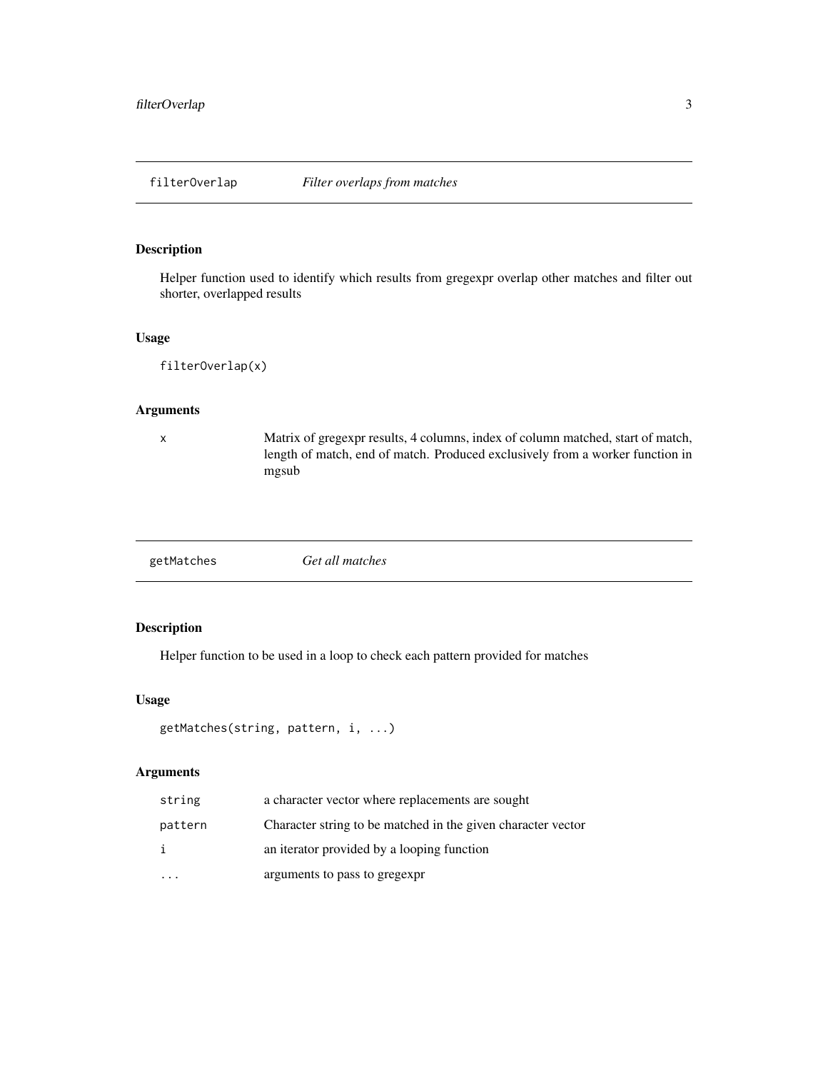## filterOverlap — *Filter overlaps from matches*

### Description

Helper function used to identify which results from gregexpr overlap other matches and filter out shorter, overlapped results

### Usage

```
filterOverlap(x)
```

### Arguments

| | |
|---|---|
| x | Matrix of gregexpr results, 4 columns, index of column matched, start of match, length of match, end of match. Produced exclusively from a worker function in mgsub |

## getMatches — *Get all matches*

### Description

Helper function to be used in a loop to check each pattern provided for matches

### Usage

```
getMatches(string, pattern, i, ...)
```

### Arguments

| | |
|---|---|
| string | a character vector where replacements are sought |
| pattern | Character string to be matched in the given character vector |
| i | an iterator provided by a looping function |
| ... | arguments to pass to gregexpr |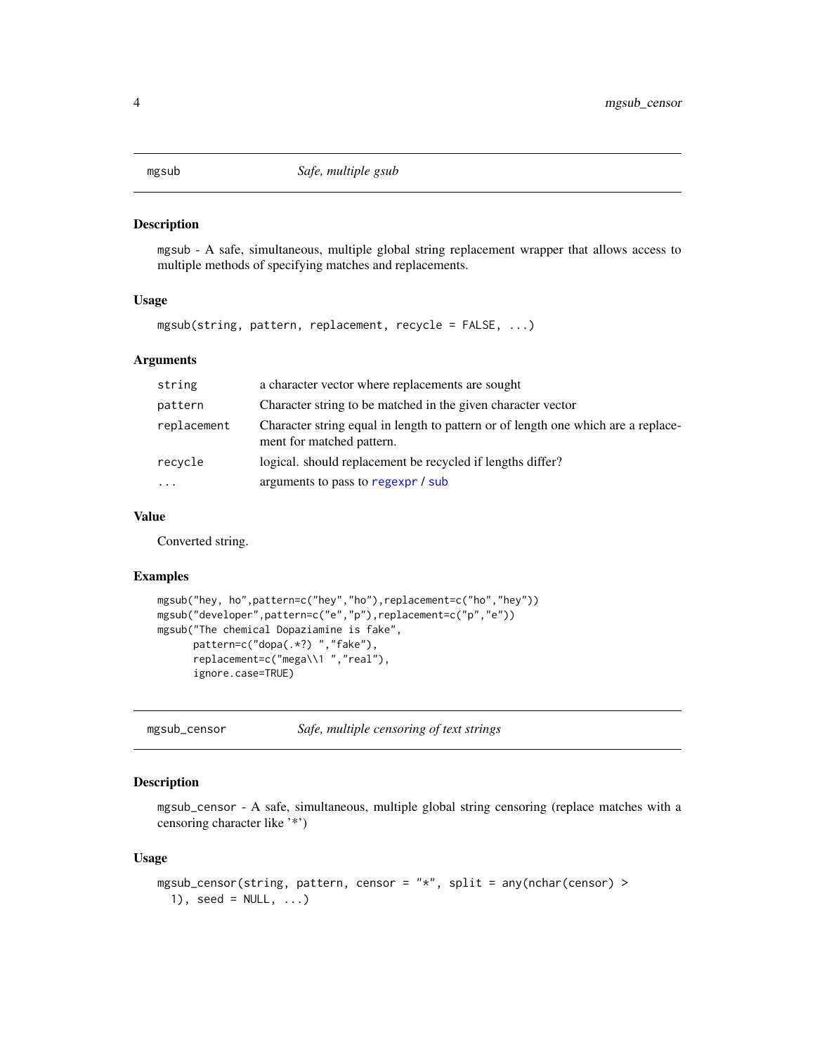## mgsub *Safe, multiple gsub*

### Description

mgsub - A safe, simultaneous, multiple global string replacement wrapper that allows access to multiple methods of specifying matches and replacements.

### Usage

```
mgsub(string, pattern, replacement, recycle = FALSE, ...)
```

### Arguments

| | |
|---|---|
| string | a character vector where replacements are sought |
| pattern | Character string to be matched in the given character vector |
| replacement | Character string equal in length to pattern or of length one which are a replacement for matched pattern. |
| recycle | logical. should replacement be recycled if lengths differ? |
| ... | arguments to pass to regexpr / sub |

### Value

Converted string.

### Examples

```
mgsub("hey, ho",pattern=c("hey","ho"),replacement=c("ho","hey"))
mgsub("developer",pattern=c("e","p"),replacement=c("p","e"))
mgsub("The chemical Dopaziamine is fake",
      pattern=c("dopa(.*?) ","fake"),
      replacement=c("mega\\1 ","real"),
      ignore.case=TRUE)
```

## mgsub_censor *Safe, multiple censoring of text strings*

### Description

mgsub_censor - A safe, simultaneous, multiple global string censoring (replace matches with a censoring character like '*')

### Usage

```
mgsub_censor(string, pattern, censor = "*", split = any(nchar(censor) >
  1), seed = NULL, ...)
```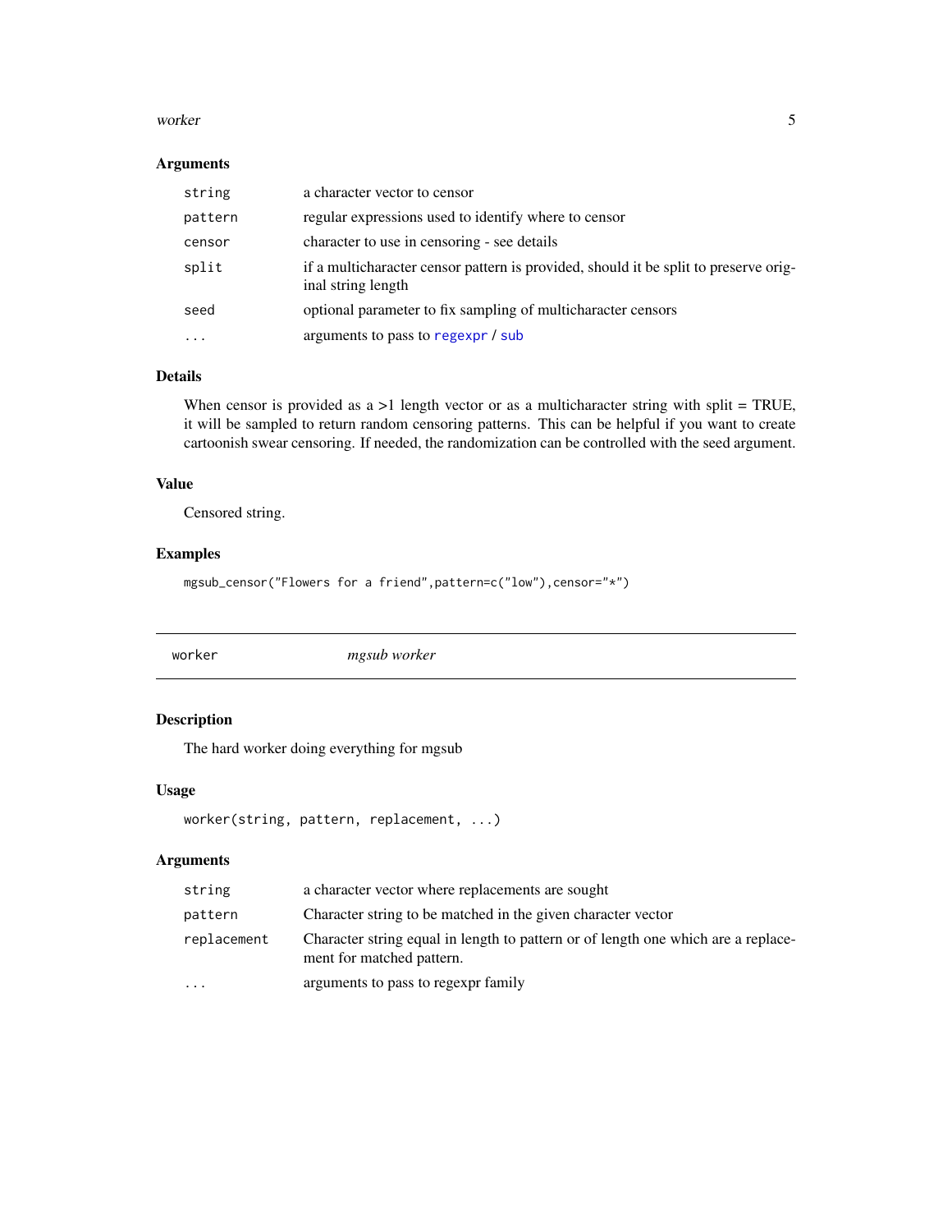### Arguments

| | |
|---|---|
| `string` | a character vector to censor |
| `pattern` | regular expressions used to identify where to censor |
| `censor` | character to use in censoring - see details |
| `split` | if a multicharacter censor pattern is provided, should it be split to preserve original string length |
| `seed` | optional parameter to fix sampling of multicharacter censors |
| `...` | arguments to pass to `regexpr` / `sub` |

### Details

When censor is provided as a >1 length vector or as a multicharacter string with split = TRUE, it will be sampled to return random censoring patterns. This can be helpful if you want to create cartoonish swear censoring. If needed, the randomization can be controlled with the seed argument.

### Value

Censored string.

### Examples

```
mgsub_censor("Flowers for a friend",pattern=c("low"),censor="*")
```

---

## `worker` *mgsub worker*

---

### Description

The hard worker doing everything for mgsub

### Usage

```
worker(string, pattern, replacement, ...)
```

### Arguments

| | |
|---|---|
| `string` | a character vector where replacements are sought |
| `pattern` | Character string to be matched in the given character vector |
| `replacement` | Character string equal in length to pattern or of length one which are a replacement for matched pattern. |
| `...` | arguments to pass to regexpr family |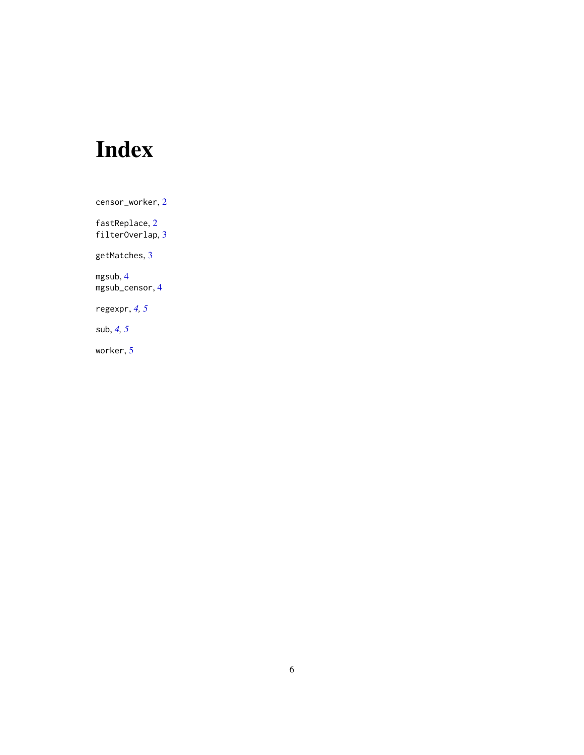# Index

censor_worker, 2

fastReplace, 2
filterOverlap, 3

getMatches, 3

mgsub, 4
mgsub_censor, 4

regexpr, *4, 5*

sub, *4, 5*

worker, 5